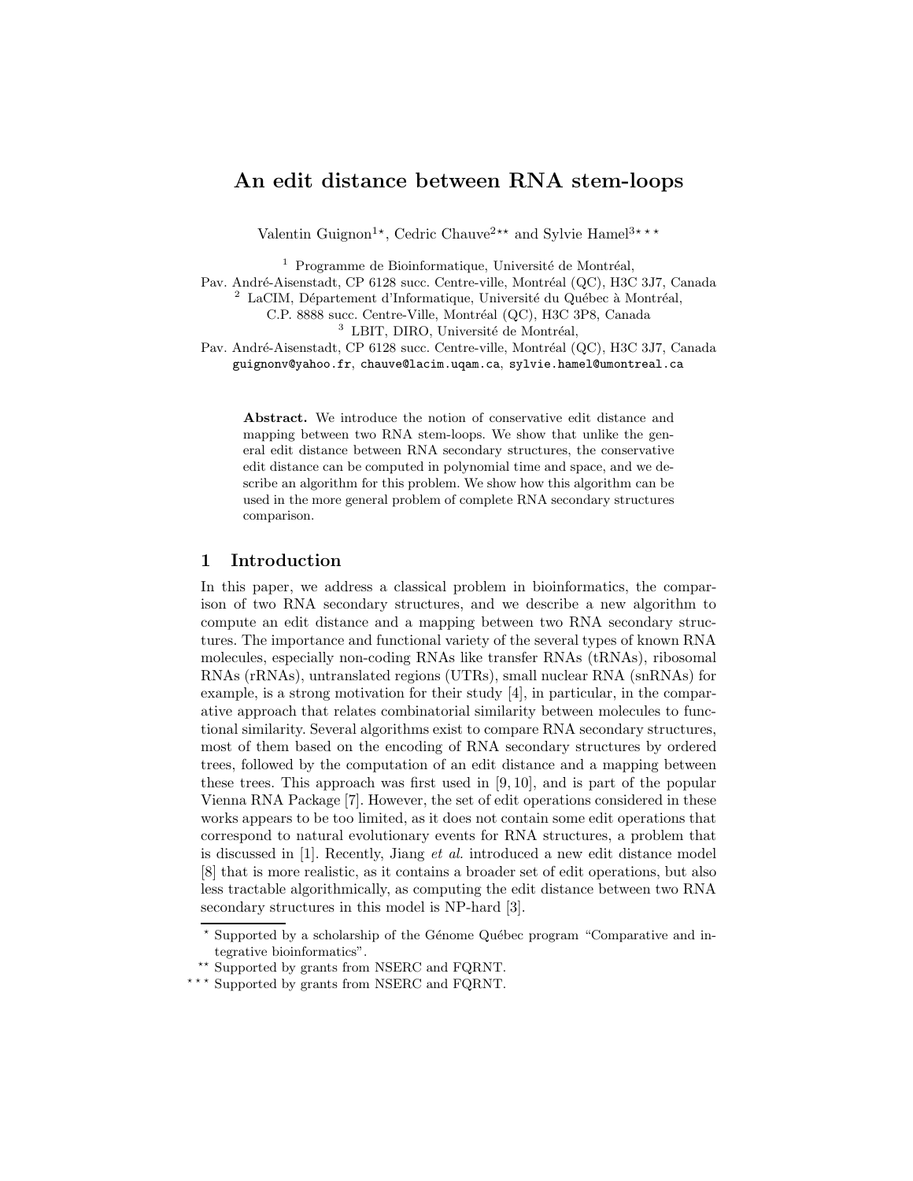# An edit distance between RNA stem-loops

Valentin Guignon[1⋆], Cedric Chauve[2⋆⋆] and Sylvie Hamel[3⋆⋆⋆]

[1] Programme de Bioinformatique, Université de Montréal,
Pav. André-Aisenstadt, CP 6128 succ. Centre-ville, Montréal (QC), H3C 3J7, Canada
[2] LaCIM, Département d'Informatique, Université du Québec à Montréal,
C.P. 8888 succ. Centre-Ville, Montréal (QC), H3C 3P8, Canada
[3] LBIT, DIRO, Université de Montréal,
Pav. André-Aisenstadt, CP 6128 succ. Centre-ville, Montréal (QC), H3C 3J7, Canada
guignonv@yahoo.fr, chauve@lacim.uqam.ca, sylvie.hamel@umontreal.ca

**Abstract.** We introduce the notion of conservative edit distance and mapping between two RNA stem-loops. We show that unlike the general edit distance between RNA secondary structures, the conservative edit distance can be computed in polynomial time and space, and we describe an algorithm for this problem. We show how this algorithm can be used in the more general problem of complete RNA secondary structures comparison.

## 1 Introduction

In this paper, we address a classical problem in bioinformatics, the comparison of two RNA secondary structures, and we describe a new algorithm to compute an edit distance and a mapping between two RNA secondary structures. The importance and functional variety of the several types of known RNA molecules, especially non-coding RNAs like transfer RNAs (tRNAs), ribosomal RNAs (rRNAs), untranslated regions (UTRs), small nuclear RNA (snRNAs) for example, is a strong motivation for their study [4], in particular, in the comparative approach that relates combinatorial similarity between molecules to functional similarity. Several algorithms exist to compare RNA secondary structures, most of them based on the encoding of RNA secondary structures by ordered trees, followed by the computation of an edit distance and a mapping between these trees. This approach was first used in [9, 10], and is part of the popular Vienna RNA Package [7]. However, the set of edit operations considered in these works appears to be too limited, as it does not contain some edit operations that correspond to natural evolutionary events for RNA structures, a problem that is discussed in [1]. Recently, Jiang *et al.* introduced a new edit distance model [8] that is more realistic, as it contains a broader set of edit operations, but also less tractable algorithmically, as computing the edit distance between two RNA secondary structures in this model is NP-hard [3].

⋆ Supported by a scholarship of the Génome Québec program "Comparative and integrative bioinformatics".

⋆⋆ Supported by grants from NSERC and FQRNT.

⋆⋆⋆ Supported by grants from NSERC and FQRNT.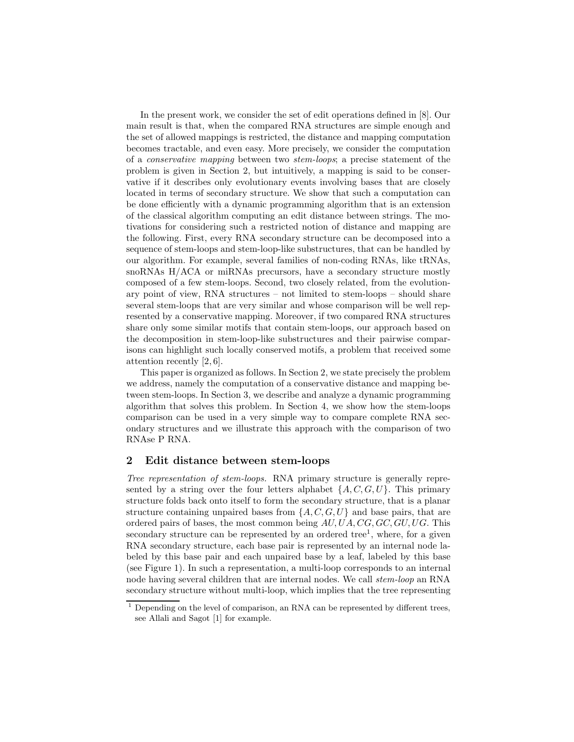In the present work, we consider the set of edit operations defined in [8]. Our main result is that, when the compared RNA structures are simple enough and the set of allowed mappings is restricted, the distance and mapping computation becomes tractable, and even easy. More precisely, we consider the computation of a *conservative mapping* between two *stem-loops*; a precise statement of the problem is given in Section 2, but intuitively, a mapping is said to be conservative if it describes only evolutionary events involving bases that are closely located in terms of secondary structure. We show that such a computation can be done efficiently with a dynamic programming algorithm that is an extension of the classical algorithm computing an edit distance between strings. The motivations for considering such a restricted notion of distance and mapping are the following. First, every RNA secondary structure can be decomposed into a sequence of stem-loops and stem-loop-like substructures, that can be handled by our algorithm. For example, several families of non-coding RNAs, like tRNAs, snoRNAs H/ACA or miRNAs precursors, have a secondary structure mostly composed of a few stem-loops. Second, two closely related, from the evolutionary point of view, RNA structures – not limited to stem-loops – should share several stem-loops that are very similar and whose comparison will be well represented by a conservative mapping. Moreover, if two compared RNA structures share only some similar motifs that contain stem-loops, our approach based on the decomposition in stem-loop-like substructures and their pairwise comparisons can highlight such locally conserved motifs, a problem that received some attention recently [2, 6].

This paper is organized as follows. In Section 2, we state precisely the problem we address, namely the computation of a conservative distance and mapping between stem-loops. In Section 3, we describe and analyze a dynamic programming algorithm that solves this problem. In Section 4, we show how the stem-loops comparison can be used in a very simple way to compare complete RNA secondary structures and we illustrate this approach with the comparison of two RNAse P RNA.

## 2 Edit distance between stem-loops

*Tree representation of stem-loops.* RNA primary structure is generally represented by a string over the four letters alphabet $\{A, C, G, U\}$. This primary structure folds back onto itself to form the secondary structure, that is a planar structure containing unpaired bases from $\{A, C, G, U\}$ and base pairs, that are ordered pairs of bases, the most common being $AU, UA, CG, GC, GU, UG$. This secondary structure can be represented by an ordered tree[1], where, for a given RNA secondary structure, each base pair is represented by an internal node labeled by this base pair and each unpaired base by a leaf, labeled by this base (see Figure 1). In such a representation, a multi-loop corresponds to an internal node having several children that are internal nodes. We call *stem-loop* an RNA secondary structure without multi-loop, which implies that the tree representing

[1] Depending on the level of comparison, an RNA can be represented by different trees, see Allali and Sagot [1] for example.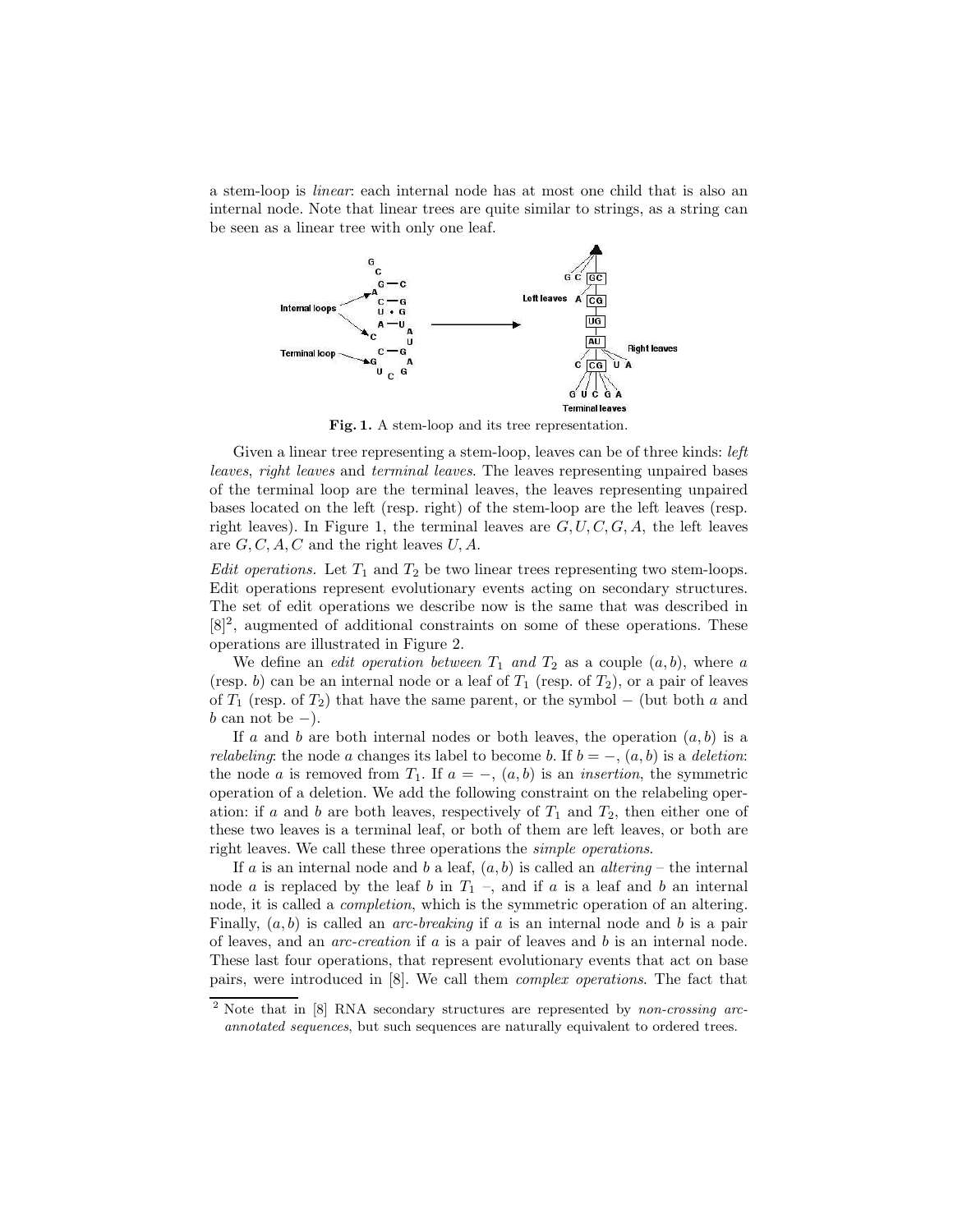a stem-loop is *linear*: each internal node has at most one child that is also an internal node. Note that linear trees are quite similar to strings, as a string can be seen as a linear tree with only one leaf.

**Fig. 1.** A stem-loop and its tree representation.

Given a linear tree representing a stem-loop, leaves can be of three kinds: *left leaves*, *right leaves* and *terminal leaves*. The leaves representing unpaired bases of the terminal loop are the terminal leaves, the leaves representing unpaired bases located on the left (resp. right) of the stem-loop are the left leaves (resp. right leaves). In Figure 1, the terminal leaves are $G, U, C, G, A$, the left leaves are $G, C, A, C$ and the right leaves $U, A$.

*Edit operations.* Let $T_1$ and $T_2$ be two linear trees representing two stem-loops. Edit operations represent evolutionary events acting on secondary structures. The set of edit operations we describe now is the same that was described in [8][2], augmented of additional constraints on some of these operations. These operations are illustrated in Figure 2.

We define an *edit operation between* $T_1$ *and* $T_2$ as a couple $(a, b)$, where $a$ (resp. $b$) can be an internal node or a leaf of $T_1$ (resp. of $T_2$), or a pair of leaves of $T_1$ (resp. of $T_2$) that have the same parent, or the symbol $-$ (but both $a$ and $b$ can not be $-$).

If $a$ and $b$ are both internal nodes or both leaves, the operation $(a, b)$ is a *relabeling*: the node $a$ changes its label to become $b$. If $b = -$, $(a, b)$ is a *deletion*: the node $a$ is removed from $T_1$. If $a = -$, $(a, b)$ is an *insertion*, the symmetric operation of a deletion. We add the following constraint on the relabeling operation: if $a$ and $b$ are both leaves, respectively of $T_1$ and $T_2$, then either one of these two leaves is a terminal leaf, or both of them are left leaves, or both are right leaves. We call these three operations the *simple operations*.

If $a$ is an internal node and $b$ a leaf, $(a, b)$ is called an *altering* – the internal node $a$ is replaced by the leaf $b$ in $T_1$ –, and if $a$ is a leaf and $b$ an internal node, it is called a *completion*, which is the symmetric operation of an altering. Finally, $(a, b)$ is called an *arc-breaking* if $a$ is an internal node and $b$ is a pair of leaves, and an *arc-creation* if $a$ is a pair of leaves and $b$ is an internal node. These last four operations, that represent evolutionary events that act on base pairs, were introduced in [8]. We call them *complex operations*. The fact that

[2] Note that in [8] RNA secondary structures are represented by *non-crossing arc-annotated sequences*, but such sequences are naturally equivalent to ordered trees.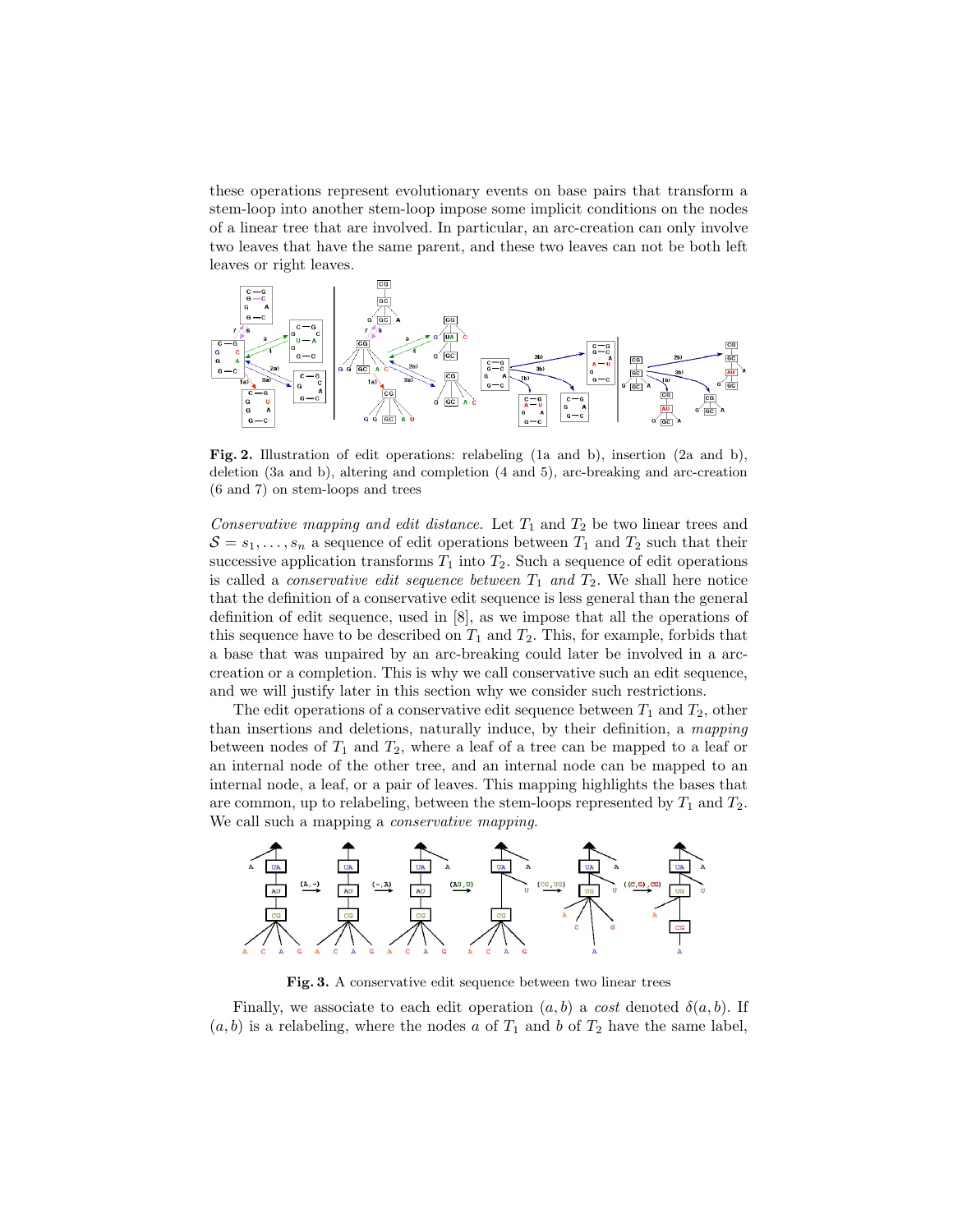these operations represent evolutionary events on base pairs that transform a stem-loop into another stem-loop impose some implicit conditions on the nodes of a linear tree that are involved. In particular, an arc-creation can only involve two leaves that have the same parent, and these two leaves can not be both left leaves or right leaves.

**Fig. 2.** Illustration of edit operations: relabeling (1a and b), insertion (2a and b), deletion (3a and b), altering and completion (4 and 5), arc-breaking and arc-creation (6 and 7) on stem-loops and trees

*Conservative mapping and edit distance.* Let $T_1$ and $T_2$ be two linear trees and $\mathcal{S} = s_1, \ldots, s_n$ a sequence of edit operations between $T_1$ and $T_2$ such that their successive application transforms $T_1$ into $T_2$. Such a sequence of edit operations is called a *conservative edit sequence between* $T_1$ *and* $T_2$. We shall here notice that the definition of a conservative edit sequence is less general than the general definition of edit sequence, used in [8], as we impose that all the operations of this sequence have to be described on $T_1$ and $T_2$. This, for example, forbids that a base that was unpaired by an arc-breaking could later be involved in a arc-creation or a completion. This is why we call conservative such an edit sequence, and we will justify later in this section why we consider such restrictions.

The edit operations of a conservative edit sequence between $T_1$ and $T_2$, other than insertions and deletions, naturally induce, by their definition, a *mapping* between nodes of $T_1$ and $T_2$, where a leaf of a tree can be mapped to a leaf or an internal node of the other tree, and an internal node can be mapped to an internal node, a leaf, or a pair of leaves. This mapping highlights the bases that are common, up to relabeling, between the stem-loops represented by $T_1$ and $T_2$. We call such a mapping a *conservative mapping*.

**Fig. 3.** A conservative edit sequence between two linear trees

Finally, we associate to each edit operation $(a, b)$ a *cost* denoted $\delta(a, b)$. If $(a, b)$ is a relabeling, where the nodes $a$ of $T_1$ and $b$ of $T_2$ have the same label,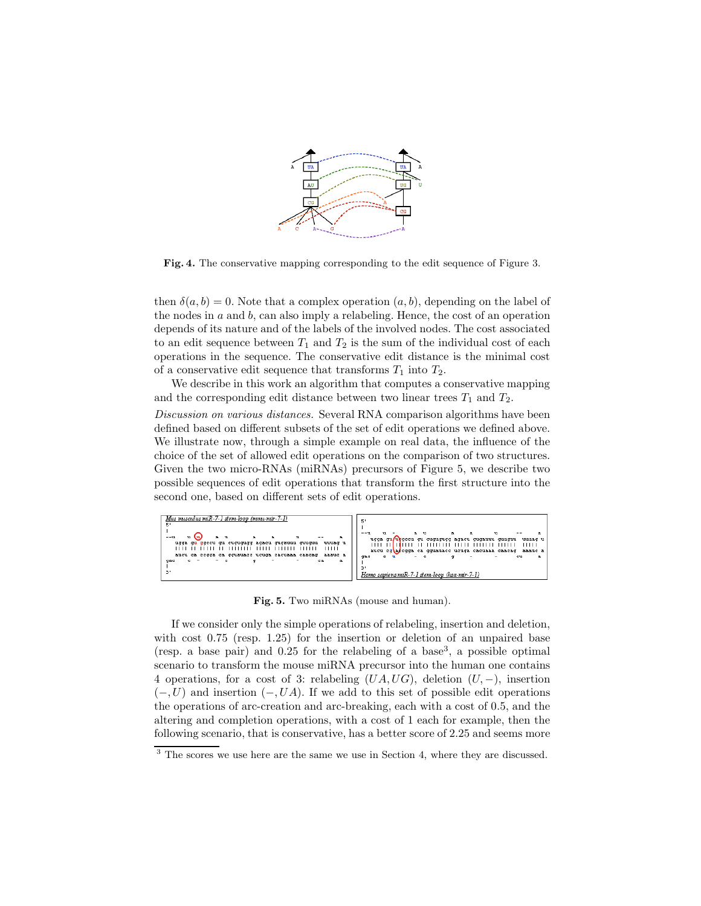**Fig. 4.** The conservative mapping corresponding to the edit sequence of Figure 3.

then $\delta(a, b) = 0$. Note that a complex operation $(a, b)$, depending on the label of the nodes in $a$ and $b$, can also imply a relabeling. Hence, the cost of an operation depends of its nature and of the labels of the involved nodes. The cost associated to an edit sequence between $T_1$ and $T_2$ is the sum of the individual cost of each operations in the sequence. The conservative edit distance is the minimal cost of a conservative edit sequence that transforms $T_1$ into $T_2$.

We describe in this work an algorithm that computes a conservative mapping and the corresponding edit distance between two linear trees $T_1$ and $T_2$.

*Discussion on various distances.* Several RNA comparison algorithms have been defined based on different subsets of the set of edit operations we defined above. We illustrate now, through a simple example on real data, the influence of the choice of the set of allowed edit operations on the comparison of two structures. Given the two micro-RNAs (miRNAs) precursors of Figure 5, we describe two possible sequences of edit operations that transform the first structure into the second one, based on different sets of edit operations.

**Fig. 5.** Two miRNAs (mouse and human).

If we consider only the simple operations of relabeling, insertion and deletion, with cost 0.75 (resp. 1.25) for the insertion or deletion of an unpaired base (resp. a base pair) and 0.25 for the relabeling of a base[3], a possible optimal scenario to transform the mouse miRNA precursor into the human one contains 4 operations, for a cost of 3: relabeling $(UA, UG)$, deletion $(U, -)$, insertion $(-, U)$ and insertion $(-, UA)$. If we add to this set of possible edit operations the operations of arc-creation and arc-breaking, each with a cost of 0.5, and the altering and completion operations, with a cost of 1 each for example, then the following scenario, that is conservative, has a better score of 2.25 and seems more

[3] The scores we use here are the same we use in Section 4, where they are discussed.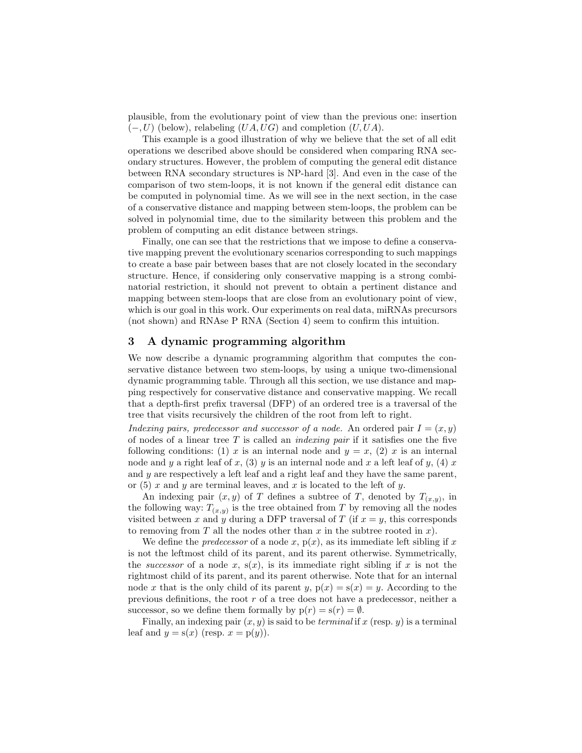plausible, from the evolutionary point of view than the previous one: insertion $(-, U)$ (below), relabeling $(UA, UG)$ and completion $(U, UA)$.

This example is a good illustration of why we believe that the set of all edit operations we described above should be considered when comparing RNA secondary structures. However, the problem of computing the general edit distance between RNA secondary structures is NP-hard [3]. And even in the case of the comparison of two stem-loops, it is not known if the general edit distance can be computed in polynomial time. As we will see in the next section, in the case of a conservative distance and mapping between stem-loops, the problem can be solved in polynomial time, due to the similarity between this problem and the problem of computing an edit distance between strings.

Finally, one can see that the restrictions that we impose to define a conservative mapping prevent the evolutionary scenarios corresponding to such mappings to create a base pair between bases that are not closely located in the secondary structure. Hence, if considering only conservative mapping is a strong combinatorial restriction, it should not prevent to obtain a pertinent distance and mapping between stem-loops that are close from an evolutionary point of view, which is our goal in this work. Our experiments on real data, miRNAs precursors (not shown) and RNAse P RNA (Section 4) seem to confirm this intuition.

## 3 A dynamic programming algorithm

We now describe a dynamic programming algorithm that computes the conservative distance between two stem-loops, by using a unique two-dimensional dynamic programming table. Through all this section, we use distance and mapping respectively for conservative distance and conservative mapping. We recall that a depth-first prefix traversal (DFP) of an ordered tree is a traversal of the tree that visits recursively the children of the root from left to right.

*Indexing pairs, predecessor and successor of a node.* An ordered pair $I = (x, y)$ of nodes of a linear tree $T$ is called an *indexing pair* if it satisfies one the five following conditions: (1) $x$ is an internal node and $y = x$, (2) $x$ is an internal node and $y$ a right leaf of $x$, (3) $y$ is an internal node and $x$ a left leaf of $y$, (4) $x$ and $y$ are respectively a left leaf and a right leaf and they have the same parent, or (5) $x$ and $y$ are terminal leaves, and $x$ is located to the left of $y$.

An indexing pair $(x, y)$ of $T$ defines a subtree of $T$, denoted by $T_{(x,y)}$, in the following way: $T_{(x,y)}$ is the tree obtained from $T$ by removing all the nodes visited between $x$ and $y$ during a DFP traversal of $T$ (if $x = y$, this corresponds to removing from $T$ all the nodes other than $x$ in the subtree rooted in $x$).

We define the *predecessor* of a node $x$, $\mathrm{p}(x)$, as its immediate left sibling if $x$ is not the leftmost child of its parent, and its parent otherwise. Symmetrically, the *successor* of a node $x$, $\mathrm{s}(x)$, is its immediate right sibling if $x$ is not the rightmost child of its parent, and its parent otherwise. Note that for an internal node $x$ that is the only child of its parent $y$, $\mathrm{p}(x) = \mathrm{s}(x) = y$. According to the previous definitions, the root $r$ of a tree does not have a predecessor, neither a successor, so we define them formally by $\mathrm{p}(r) = \mathrm{s}(r) = \emptyset$.

Finally, an indexing pair $(x, y)$ is said to be *terminal* if $x$ (resp. $y$) is a terminal leaf and $y = \mathrm{s}(x)$ (resp. $x = \mathrm{p}(y)$).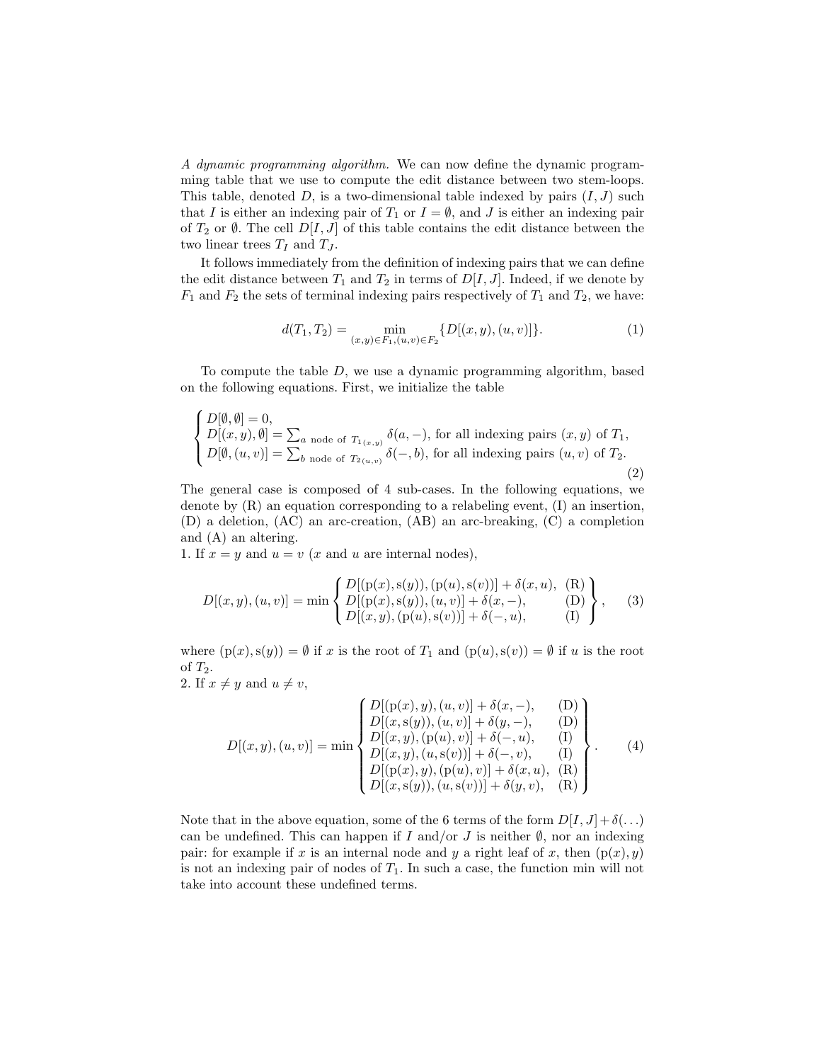*A dynamic programming algorithm.* We can now define the dynamic programming table that we use to compute the edit distance between two stem-loops. This table, denoted $D$, is a two-dimensional table indexed by pairs $(I, J)$ such that $I$ is either an indexing pair of $T_1$ or $I = \emptyset$, and $J$ is either an indexing pair of $T_2$ or $\emptyset$. The cell $D[I, J]$ of this table contains the edit distance between the two linear trees $T_I$ and $T_J$.

It follows immediately from the definition of indexing pairs that we can define the edit distance between $T_1$ and $T_2$ in terms of $D[I, J]$. Indeed, if we denote by $F_1$ and $F_2$ the sets of terminal indexing pairs respectively of $T_1$ and $T_2$, we have:

$$d(T_1, T_2) = \min_{(x,y) \in F_1, (u,v) \in F_2} \{D[(x, y), (u, v)]\}. \tag{1}$$

To compute the table $D$, we use a dynamic programming algorithm, based on the following equations. First, we initialize the table

$$\begin{cases} D[\emptyset, \emptyset] = 0, \\ D[(x, y), \emptyset] = \sum_{a \text{ node of } T_{1(x,y)}} \delta(a, -), \text{ for all indexing pairs } (x, y) \text{ of } T_1, \\ D[\emptyset, (u, v)] = \sum_{b \text{ node of } T_{2(u,v)}} \delta(-, b), \text{ for all indexing pairs } (u, v) \text{ of } T_2. \end{cases} \tag{2}$$

The general case is composed of 4 sub-cases. In the following equations, we denote by (R) an equation corresponding to a relabeling event, (I) an insertion, (D) a deletion, (AC) an arc-creation, (AB) an arc-breaking, (C) a completion and (A) an altering.

1. If $x = y$ and $u = v$ ($x$ and $u$ are internal nodes),

$$D[(x, y), (u, v)] = \min \left\{ \begin{array}{ll} D[(\mathrm{p}(x), \mathrm{s}(y)), (\mathrm{p}(u), \mathrm{s}(v))] + \delta(x, u), & \text{(R)} \\ D[(\mathrm{p}(x), \mathrm{s}(y)), (u, v)] + \delta(x, -), & \text{(D)} \\ D[(x, y), (\mathrm{p}(u), \mathrm{s}(v))] + \delta(-, u), & \text{(I)} \end{array} \right\}, \tag{3}$$

where $(\mathrm{p}(x), \mathrm{s}(y)) = \emptyset$ if $x$ is the root of $T_1$ and $(\mathrm{p}(u), \mathrm{s}(v)) = \emptyset$ if $u$ is the root of $T_2$.

2. If $x \neq y$ and $u \neq v$,

$$D[(x, y), (u, v)] = \min \left\{ \begin{array}{ll} D[(\mathrm{p}(x), y), (u, v)] + \delta(x, -), & \text{(D)} \\ D[(x, \mathrm{s}(y)), (u, v)] + \delta(y, -), & \text{(D)} \\ D[(x, y), (\mathrm{p}(u), v)] + \delta(-, u), & \text{(I)} \\ D[(x, y), (u, \mathrm{s}(v))] + \delta(-, v), & \text{(I)} \\ D[(\mathrm{p}(x), y), (\mathrm{p}(u), v)] + \delta(x, u), & \text{(R)} \\ D[(x, \mathrm{s}(y)), (u, \mathrm{s}(v))] + \delta(y, v), & \text{(R)} \end{array} \right\}. \tag{4}$$

Note that in the above equation, some of the 6 terms of the form $D[I, J] + \delta(\dots)$ can be undefined. This can happen if $I$ and/or $J$ is neither $\emptyset$, nor an indexing pair: for example if $x$ is an internal node and $y$ a right leaf of $x$, then $(\mathrm{p}(x), y)$ is not an indexing pair of nodes of $T_1$. In such a case, the function min will not take into account these undefined terms.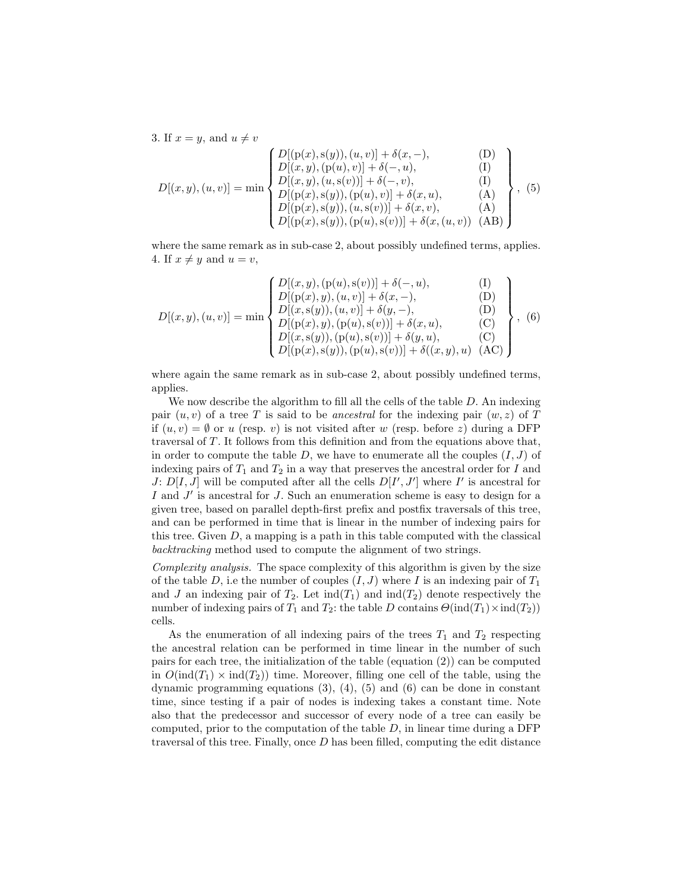3. If $x = y$, and $u \neq v$

$$D[(x,y),(u,v)] = \min \left\{ \begin{array}{ll} D[(\mathrm{p}(x),\mathrm{s}(y)),(u,v)] + \delta(x,-), & \text{(D)} \\ D[(x,y),(\mathrm{p}(u),v)] + \delta(-,u), & \text{(I)} \\ D[(x,y),(u,\mathrm{s}(v))] + \delta(-,v), & \text{(I)} \\ D[(\mathrm{p}(x),\mathrm{s}(y)),(\mathrm{p}(u),v)] + \delta(x,u), & \text{(A)} \\ D[(\mathrm{p}(x),\mathrm{s}(y)),(u,\mathrm{s}(v))] + \delta(x,v), & \text{(A)} \\ D[(\mathrm{p}(x),\mathrm{s}(y)),(\mathrm{p}(u),\mathrm{s}(v))] + \delta(x,(u,v)) & \text{(AB)} \end{array} \right\}, \quad (5)$$

where the same remark as in sub-case 2, about possibly undefined terms, applies.

4. If $x \neq y$ and $u = v$,

$$D[(x,y),(u,v)] = \min \left\{ \begin{array}{ll} D[(x,y),(\mathrm{p}(u),\mathrm{s}(v))] + \delta(-,u), & \text{(I)} \\ D[(\mathrm{p}(x),y),(u,v)] + \delta(x,-), & \text{(D)} \\ D[(x,\mathrm{s}(y)),(u,v)] + \delta(y,-), & \text{(D)} \\ D[(\mathrm{p}(x),y),(\mathrm{p}(u),\mathrm{s}(v))] + \delta(x,u), & \text{(C)} \\ D[(x,\mathrm{s}(y)),(\mathrm{p}(u),\mathrm{s}(v))] + \delta(y,u), & \text{(C)} \\ D[(\mathrm{p}(x),\mathrm{s}(y)),(\mathrm{p}(u),\mathrm{s}(v))] + \delta((x,y),u) & \text{(AC)} \end{array} \right\}, \quad (6)$$

where again the same remark as in sub-case 2, about possibly undefined terms, applies.

We now describe the algorithm to fill all the cells of the table $D$. An indexing pair $(u,v)$ of a tree $T$ is said to be *ancestral* for the indexing pair $(w,z)$ of $T$ if $(u,v) = \emptyset$ or $u$ (resp. $v$) is not visited after $w$ (resp. before $z$) during a DFP traversal of $T$. It follows from this definition and from the equations above that, in order to compute the table $D$, we have to enumerate all the couples $(I,J)$ of indexing pairs of $T_1$ and $T_2$ in a way that preserves the ancestral order for $I$ and $J$: $D[I,J]$ will be computed after all the cells $D[I',J']$ where $I'$ is ancestral for $I$ and $J'$ is ancestral for $J$. Such an enumeration scheme is easy to design for a given tree, based on parallel depth-first prefix and postfix traversals of this tree, and can be performed in time that is linear in the number of indexing pairs for this tree. Given $D$, a mapping is a path in this table computed with the classical *backtracking* method used to compute the alignment of two strings.

*Complexity analysis.* The space complexity of this algorithm is given by the size of the table $D$, i.e the number of couples $(I,J)$ where $I$ is an indexing pair of $T_1$ and $J$ an indexing pair of $T_2$. Let $\mathrm{ind}(T_1)$ and $\mathrm{ind}(T_2)$ denote respectively the number of indexing pairs of $T_1$ and $T_2$: the table $D$ contains $\Theta(\mathrm{ind}(T_1) \times \mathrm{ind}(T_2))$ cells.

As the enumeration of all indexing pairs of the trees $T_1$ and $T_2$ respecting the ancestral relation can be performed in time linear in the number of such pairs for each tree, the initialization of the table (equation (2)) can be computed in $O(\mathrm{ind}(T_1) \times \mathrm{ind}(T_2))$ time. Moreover, filling one cell of the table, using the dynamic programming equations (3), (4), (5) and (6) can be done in constant time, since testing if a pair of nodes is indexing takes a constant time. Note also that the predecessor and successor of every node of a tree can easily be computed, prior to the computation of the table $D$, in linear time during a DFP traversal of this tree. Finally, once $D$ has been filled, computing the edit distance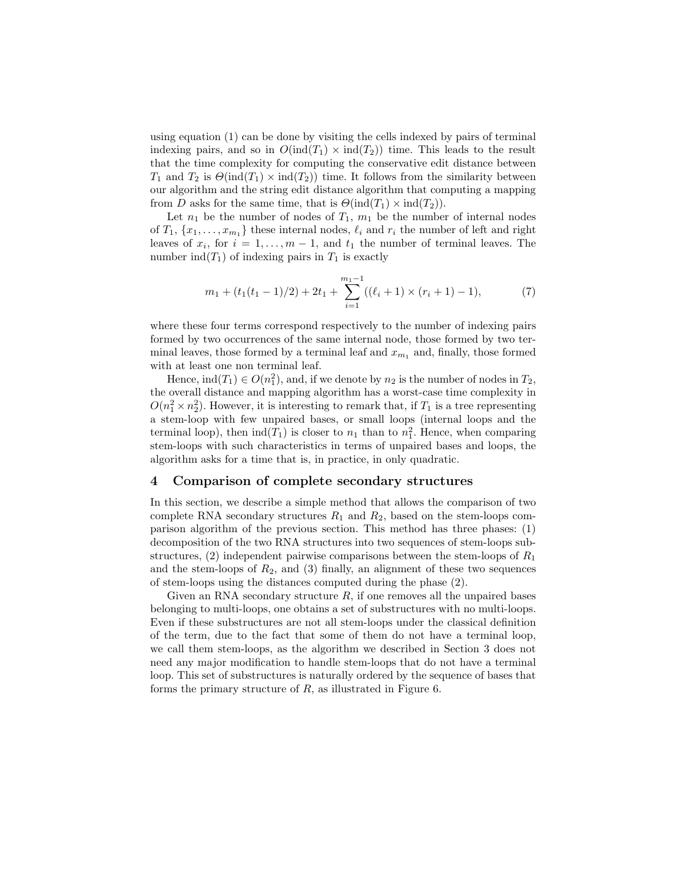using equation (1) can be done by visiting the cells indexed by pairs of terminal indexing pairs, and so in $O(\text{ind}(T_1) \times \text{ind}(T_2))$ time. This leads to the result that the time complexity for computing the conservative edit distance between $T_1$ and $T_2$ is $\Theta(\text{ind}(T_1) \times \text{ind}(T_2))$ time. It follows from the similarity between our algorithm and the string edit distance algorithm that computing a mapping from $D$ asks for the same time, that is $\Theta(\text{ind}(T_1) \times \text{ind}(T_2))$.

Let $n_1$ be the number of nodes of $T_1$, $m_1$ be the number of internal nodes of $T_1$, $\{x_1, \ldots, x_{m_1}\}$ these internal nodes, $\ell_i$ and $r_i$ the number of left and right leaves of $x_i$, for $i = 1, \ldots, m-1$, and $t_1$ the number of terminal leaves. The number $\text{ind}(T_1)$ of indexing pairs in $T_1$ is exactly

$$m_1 + (t_1(t_1 - 1)/2) + 2t_1 + \sum_{i=1}^{m_1-1} ((\ell_i + 1) \times (r_i + 1) - 1), \tag{7}$$

where these four terms correspond respectively to the number of indexing pairs formed by two occurrences of the same internal node, those formed by two terminal leaves, those formed by a terminal leaf and $x_{m_1}$ and, finally, those formed with at least one non terminal leaf.

Hence, $\text{ind}(T_1) \in O(n_1^2)$, and, if we denote by $n_2$ is the number of nodes in $T_2$, the overall distance and mapping algorithm has a worst-case time complexity in $O(n_1^2 \times n_2^2)$. However, it is interesting to remark that, if $T_1$ is a tree representing a stem-loop with few unpaired bases, or small loops (internal loops and the terminal loop), then $\text{ind}(T_1)$ is closer to $n_1$ than to $n_1^2$. Hence, when comparing stem-loops with such characteristics in terms of unpaired bases and loops, the algorithm asks for a time that is, in practice, in only quadratic.

## 4 Comparison of complete secondary structures

In this section, we describe a simple method that allows the comparison of two complete RNA secondary structures $R_1$ and $R_2$, based on the stem-loops comparison algorithm of the previous section. This method has three phases: (1) decomposition of the two RNA structures into two sequences of stem-loops substructures, (2) independent pairwise comparisons between the stem-loops of $R_1$ and the stem-loops of $R_2$, and (3) finally, an alignment of these two sequences of stem-loops using the distances computed during the phase (2).

Given an RNA secondary structure $R$, if one removes all the unpaired bases belonging to multi-loops, one obtains a set of substructures with no multi-loops. Even if these substructures are not all stem-loops under the classical definition of the term, due to the fact that some of them do not have a terminal loop, we call them stem-loops, as the algorithm we described in Section 3 does not need any major modification to handle stem-loops that do not have a terminal loop. This set of substructures is naturally ordered by the sequence of bases that forms the primary structure of $R$, as illustrated in Figure 6.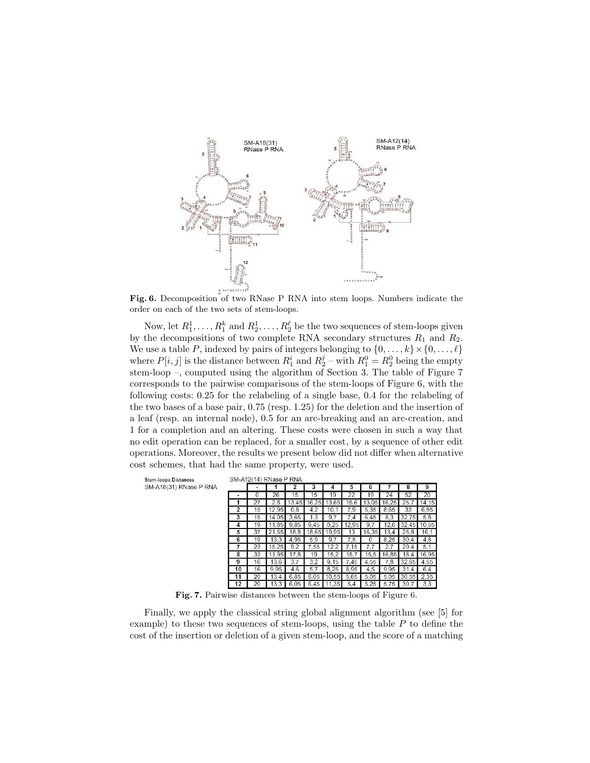**Fig. 6.** Decomposition of two RNase P RNA into stem loops. Numbers indicate the order on each of the two sets of stem-loops.

Now, let $R_1^1, \ldots, R_1^k$ and $R_2^1, \ldots, R_2^\ell$ be the two sequences of stem-loops given by the decompositions of two complete RNA secondary structures $R_1$ and $R_2$. We use a table $P$, indexed by pairs of integers belonging to $\{0, \ldots, k\} \times \{0, \ldots, \ell\}$ where $P[i, j]$ is the distance between $R_1^i$ and $R_2^j$ – with $R_1^0 = R_2^0$ being the empty stem-loop –, computed using the algorithm of Section 3. The table of Figure 7 corresponds to the pairwise comparisons of the stem-loops of Figure 6, with the following costs: 0.25 for the relabeling of a single base, 0.4 for the relabeling of the two bases of a base pair, 0.75 (resp. 1.25) for the deletion and the insertion of a leaf (resp. an internal node), 0.5 for an arc-breaking and an arc-creation, and 1 for a completion and an altering. These costs were chosen in such a way that no edit operation can be replaced, for a smaller cost, by a sequence of other edit operations. Moreover, the results we present below did not differ when alternative cost schemes, that had the same property, were used.

**Stem-loops Distances** SM-A18(31) RNase P RNA (rows) / SM-A12(14) RNase P RNA (columns)

| | - | 1 | 2 | 3 | 4 | 5 | 6 | 7 | 8 | 9 |
|---|---|---|---|---|---|---|---|---|---|---|
| - | 0 | 26 | 15 | 15 | 19 | 22 | 19 | 24 | 52 | 20 |
| 1 | 27 | 2,8 | 13,45 | 16,25 | 13,65 | 15,6 | 13,05 | 16,25 | 25,7 | 14,15 |
| 2 | 15 | 12,95 | 0,8 | 4,2 | 10,1 | 7,9 | 5,35 | 8,65 | 33 | 6,95 |
| 3 | 15 | 14,05 | 3,65 | 1,3 | 9,7 | 7,4 | 6,45 | 8,3 | 32,75 | 5,8 |
| 4 | 19 | 11,85 | 9,85 | 9,45 | 0,25 | 12,95 | 9,7 | 12,6 | 32,45 | 10,55 |
| 5 | 37 | 21,55 | 18,8 | 18,65 | 19,95 | 13 | 16,35 | 13,4 | 25,8 | 16,1 |
| 6 | 19 | 13,3 | 4,95 | 5,9 | 9,7 | 7,5 | 0 | 8,25 | 30,4 | 4,8 |
| 7 | 23 | 15,25 | 9,2 | 7,55 | 12,2 | 7,15 | 7,7 | 2,7 | 29,4 | 5,1 |
| 8 | 33 | 11,95 | 17,8 | 19 | 15,2 | 15,7 | 15,5 | 16,85 | 18,4 | 16,95 |
| 9 | 16 | 13,6 | 3,7 | 3,2 | 9,15 | 7,45 | 4,55 | 7,8 | 32,65 | 4,55 |
| 10 | 16 | 9,95 | 4,6 | 5,7 | 8,25 | 8,95 | 4,5 | 9,95 | 31,4 | 6,4 |
| 11 | 20 | 13,4 | 6,85 | 6,05 | 10,55 | 5,65 | 5,05 | 5,05 | 30,55 | 2,35 |
| 12 | 20 | 13,3 | 6,05 | 6,45 | 11,35 | 5,4 | 5,25 | 5,75 | 30,7 | 3,3 |

**Fig. 7.** Pairwise distances between the stem-loops of Figure 6.

Finally, we apply the classical string global alignment algorithm (see [5] for example) to these two sequences of stem-loops, using the table $P$ to define the cost of the insertion or deletion of a given stem-loop, and the score of a matching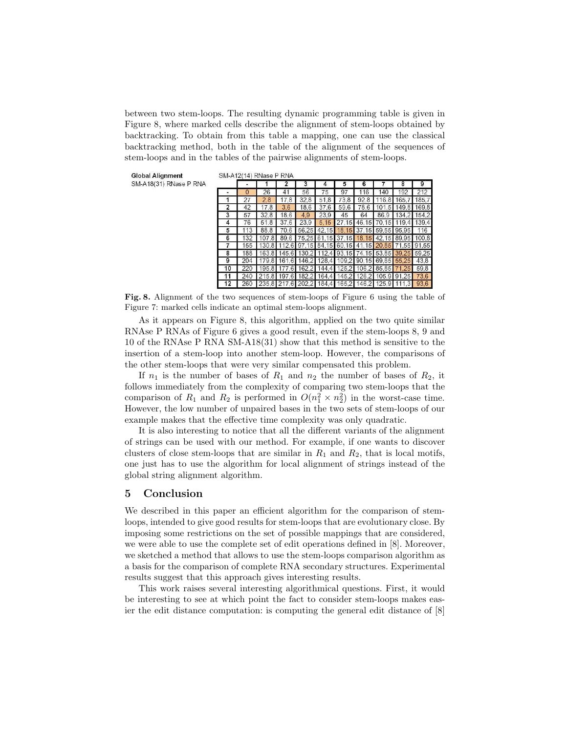between two stem-loops. The resulting dynamic programming table is given in Figure 8, where marked cells describe the alignment of stem-loops obtained by backtracking. To obtain from this table a mapping, one can use the classical backtracking method, both in the table of the alignment of the sequences of stem-loops and in the tables of the pairwise alignments of stem-loops.

**Global Alignment** — SM-A18(31) RNase P RNA (rows) vs. SM-A12(14) RNase P RNA (columns)

| | - | 1 | 2 | 3 | 4 | 5 | 6 | 7 | 8 | 9 |
|---|---|---|---|---|---|---|---|---|---|---|
| **-** | 0 | 26 | 41 | 56 | 75 | 97 | 116 | 140 | 192 | 212 |
| **1** | 27 | 2,8 | 17,8 | 32,8 | 51,8 | 73,8 | 92,8 | 116,8 | 165,7 | 185,7 |
| **2** | 42 | 17,8 | 3,6 | 18,6 | 37,6 | 59,6 | 78,6 | 101,5 | 149,8 | 169,8 |
| **3** | 57 | 32,8 | 18,6 | 4,9 | 23,9 | 45 | 64 | 86,9 | 134,2 | 154,2 |
| **4** | 76 | 51,8 | 37,6 | 23,9 | 5,15 | 27,15 | 46,15 | 70,15 | 119,4 | 139,4 |
| **5** | 113 | 88,8 | 70,6 | 56,25 | 42,15 | 18,15 | 37,15 | 59,55 | 95,95 | 116 |
| **6** | 132 | 107,8 | 89,6 | 75,25 | 61,15 | 37,15 | 18,15 | 42,15 | 89,95 | 100,8 |
| **7** | 155 | 130,8 | 112,6 | 97,15 | 84,15 | 60,15 | 41,15 | 20,85 | 71,55 | 91,55 |
| **8** | 188 | 163,8 | 145,6 | 130,2 | 112,4 | 93,15 | 74,15 | 53,85 | 39,25 | 59,25 |
| **9** | 204 | 179,8 | 161,6 | 146,2 | 128,4 | 109,2 | 90,15 | 69,85 | 55,25 | 43,8 |
| **10** | 220 | 195,8 | 177,6 | 162,2 | 144,4 | 125,2 | 106,2 | 85,85 | 71,25 | 59,8 |
| **11** | 240 | 215,8 | 197,6 | 182,2 | 164,4 | 145,2 | 126,2 | 105,9 | 91,25 | 73,6 |
| **12** | 260 | 235,8 | 217,6 | 202,2 | 184,4 | 165,2 | 146,2 | 125,9 | 111,3 | 93,6 |

**Fig. 8.** Alignment of the two sequences of stem-loops of Figure 6 using the table of Figure 7: marked cells indicate an optimal stem-loops alignment.

As it appears on Figure 8, this algorithm, applied on the two quite similar RNAse P RNAs of Figure 6 gives a good result, even if the stem-loops 8, 9 and 10 of the RNAse P RNA SM-A18(31) show that this method is sensitive to the insertion of a stem-loop into another stem-loop. However, the comparisons of the other stem-loops that were very similar compensated this problem.

If $n_1$ is the number of bases of $R_1$ and $n_2$ the number of bases of $R_2$, it follows immediately from the complexity of comparing two stem-loops that the comparison of $R_1$ and $R_2$ is performed in $O(n_1^2 \times n_2^2)$ in the worst-case time. However, the low number of unpaired bases in the two sets of stem-loops of our example makes that the effective time complexity was only quadratic.

It is also interesting to notice that all the different variants of the alignment of strings can be used with our method. For example, if one wants to discover clusters of close stem-loops that are similar in $R_1$ and $R_2$, that is local motifs, one just has to use the algorithm for local alignment of strings instead of the global string alignment algorithm.

## 5 Conclusion

We described in this paper an efficient algorithm for the comparison of stem-loops, intended to give good results for stem-loops that are evolutionary close. By imposing some restrictions on the set of possible mappings that are considered, we were able to use the complete set of edit operations defined in [8]. Moreover, we sketched a method that allows to use the stem-loops comparison algorithm as a basis for the comparison of complete RNA secondary structures. Experimental results suggest that this approach gives interesting results.

This work raises several interesting algorithmical questions. First, it would be interesting to see at which point the fact to consider stem-loops makes easier the edit distance computation: is computing the general edit distance of [8]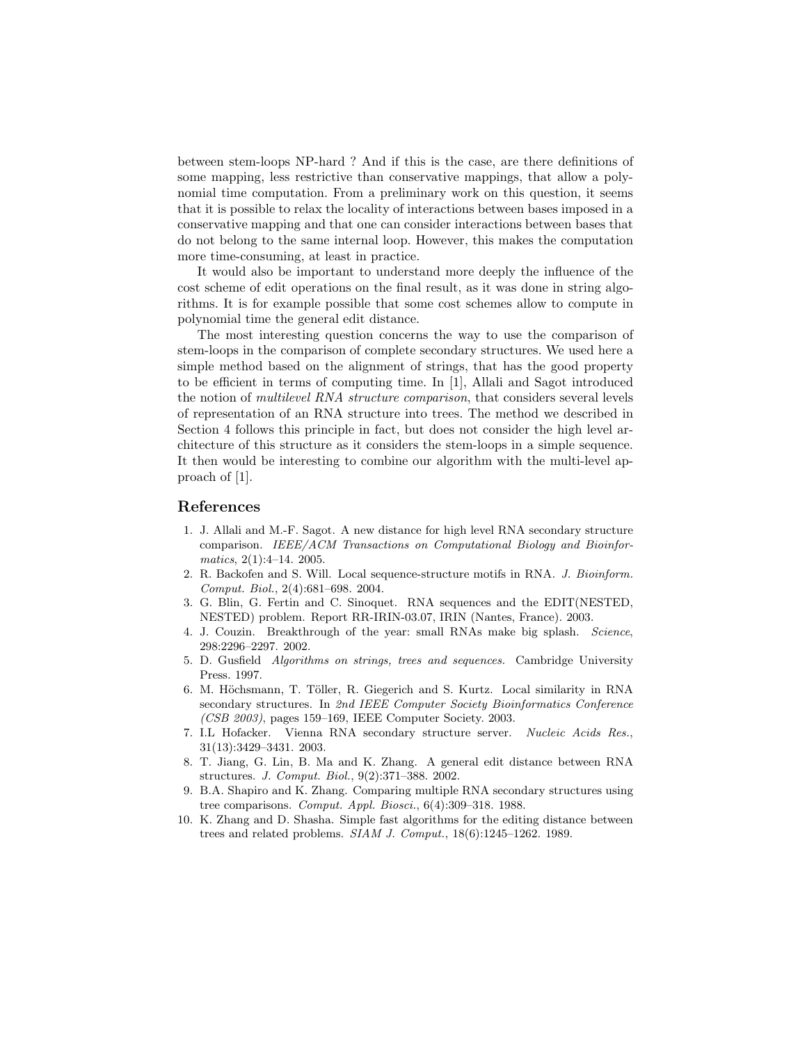between stem-loops NP-hard ? And if this is the case, are there definitions of some mapping, less restrictive than conservative mappings, that allow a polynomial time computation. From a preliminary work on this question, it seems that it is possible to relax the locality of interactions between bases imposed in a conservative mapping and that one can consider interactions between bases that do not belong to the same internal loop. However, this makes the computation more time-consuming, at least in practice.

It would also be important to understand more deeply the influence of the cost scheme of edit operations on the final result, as it was done in string algorithms. It is for example possible that some cost schemes allow to compute in polynomial time the general edit distance.

The most interesting question concerns the way to use the comparison of stem-loops in the comparison of complete secondary structures. We used here a simple method based on the alignment of strings, that has the good property to be efficient in terms of computing time. In [1], Allali and Sagot introduced the notion of *multilevel RNA structure comparison*, that considers several levels of representation of an RNA structure into trees. The method we described in Section 4 follows this principle in fact, but does not consider the high level architecture of this structure as it considers the stem-loops in a simple sequence. It then would be interesting to combine our algorithm with the multi-level approach of [1].

## References

1. J. Allali and M.-F. Sagot. A new distance for high level RNA secondary structure comparison. *IEEE/ACM Transactions on Computational Biology and Bioinformatics*, 2(1):4–14. 2005.
2. R. Backofen and S. Will. Local sequence-structure motifs in RNA. *J. Bioinform. Comput. Biol.*, 2(4):681–698. 2004.
3. G. Blin, G. Fertin and C. Sinoquet. RNA sequences and the EDIT(NESTED, NESTED) problem. Report RR-IRIN-03.07, IRIN (Nantes, France). 2003.
4. J. Couzin. Breakthrough of the year: small RNAs make big splash. *Science*, 298:2296–2297. 2002.
5. D. Gusfield *Algorithms on strings, trees and sequences.* Cambridge University Press. 1997.
6. M. Höchsmann, T. Töller, R. Giegerich and S. Kurtz. Local similarity in RNA secondary structures. In *2nd IEEE Computer Society Bioinformatics Conference (CSB 2003)*, pages 159–169, IEEE Computer Society. 2003.
7. I.L Hofacker. Vienna RNA secondary structure server. *Nucleic Acids Res.*, 31(13):3429–3431. 2003.
8. T. Jiang, G. Lin, B. Ma and K. Zhang. A general edit distance between RNA structures. *J. Comput. Biol.*, 9(2):371–388. 2002.
9. B.A. Shapiro and K. Zhang. Comparing multiple RNA secondary structures using tree comparisons. *Comput. Appl. Biosci.*, 6(4):309–318. 1988.
10. K. Zhang and D. Shasha. Simple fast algorithms for the editing distance between trees and related problems. *SIAM J. Comput.*, 18(6):1245–1262. 1989.